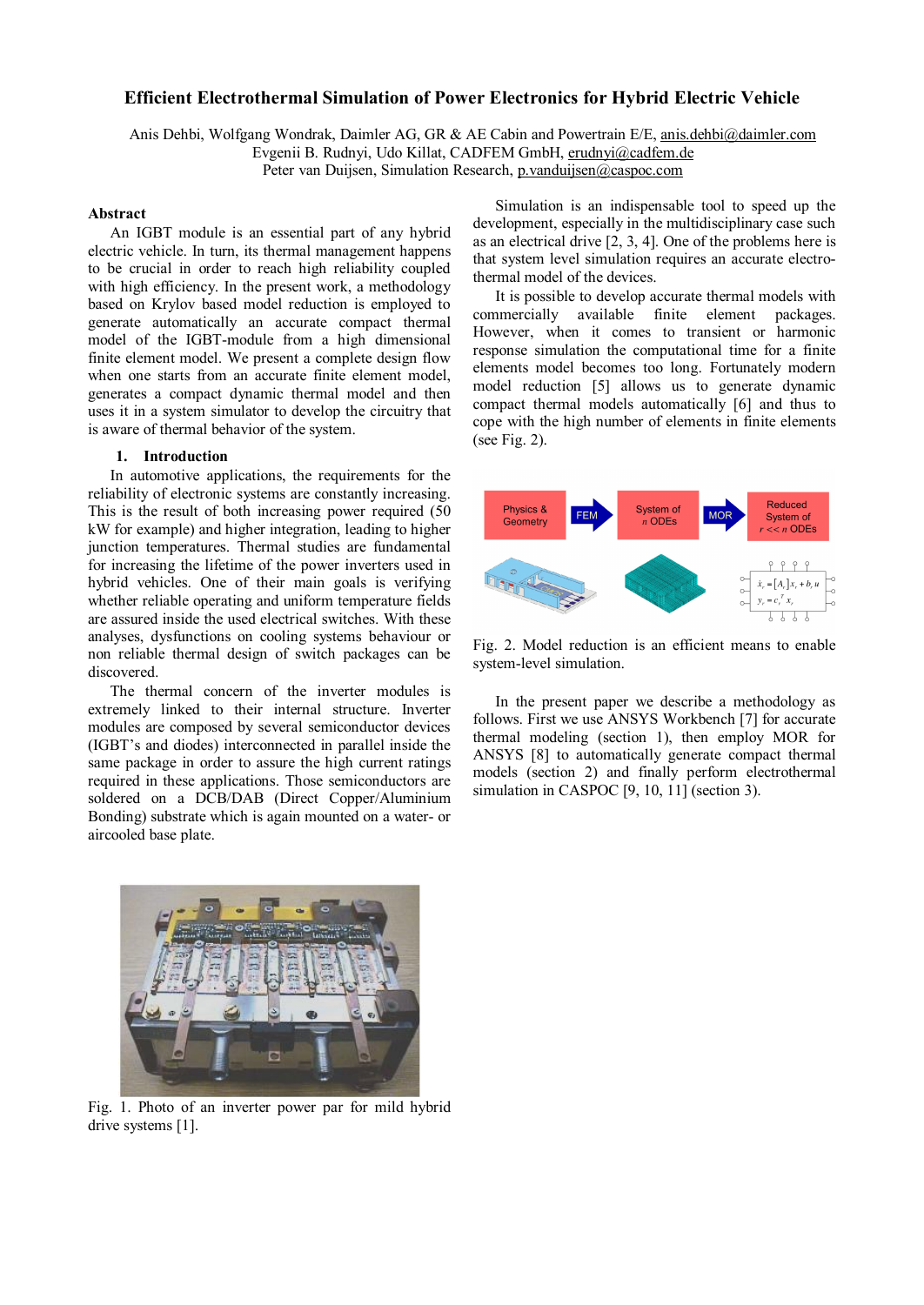# Efficient Electrothermal Simulation of Power Electronics for Hybrid Electric Vehicle

Anis Dehbi, Wolfgang Wondrak, Daimler AG, GR & AE Cabin and Powertrain E/E, anis.dehbi@daimler.com
Evgenii B. Rudnyi, Udo Killat, CADFEM GmbH, erudnyi@cadfem.de
Peter van Duijsen, Simulation Research, p.vanduijsen@caspoc.com

## Abstract

An IGBT module is an essential part of any hybrid electric vehicle. In turn, its thermal management happens to be crucial in order to reach high reliability coupled with high efficiency. In the present work, a methodology based on Krylov based model reduction is employed to generate automatically an accurate compact thermal model of the IGBT-module from a high dimensional finite element model. We present a complete design flow when one starts from an accurate finite element model, generates a compact dynamic thermal model and then uses it in a system simulator to develop the circuitry that is aware of thermal behavior of the system.

## 1. Introduction

In automotive applications, the requirements for the reliability of electronic systems are constantly increasing. This is the result of both increasing power required (50 kW for example) and higher integration, leading to higher junction temperatures. Thermal studies are fundamental for increasing the lifetime of the power inverters used in hybrid vehicles. One of their main goals is verifying whether reliable operating and uniform temperature fields are assured inside the used electrical switches. With these analyses, dysfunctions on cooling systems behaviour or non reliable thermal design of switch packages can be discovered.

The thermal concern of the inverter modules is extremely linked to their internal structure. Inverter modules are composed by several semiconductor devices (IGBT's and diodes) interconnected in parallel inside the same package in order to assure the high current ratings required in these applications. Those semiconductors are soldered on a DCB/DAB (Direct Copper/Aluminium Bonding) substrate which is again mounted on a water- or aircooled base plate.

Fig. 1. Photo of an inverter power par for mild hybrid drive systems [1].

Simulation is an indispensable tool to speed up the development, especially in the multidisciplinary case such as an electrical drive [2, 3, 4]. One of the problems here is that system level simulation requires an accurate electro-thermal model of the devices.

It is possible to develop accurate thermal models with commercially available finite element packages. However, when it comes to transient or harmonic response simulation the computational time for a finite elements model becomes too long. Fortunately modern model reduction [5] allows us to generate dynamic compact thermal models automatically [6] and thus to cope with the high number of elements in finite elements (see Fig. 2).

Physics & Geometry
FEM
System of $n$ ODEs
MOR
Reduced System of $r << n$ ODEs

$\dot{x}_r = [A_r]x_r + b_r u$
$y_r = c_r^T x_r$

Fig. 2. Model reduction is an efficient means to enable system-level simulation.

In the present paper we describe a methodology as follows. First we use ANSYS Workbench [7] for accurate thermal modeling (section 1), then employ MOR for ANSYS [8] to automatically generate compact thermal models (section 2) and finally perform electrothermal simulation in CASPOC [9, 10, 11] (section 3).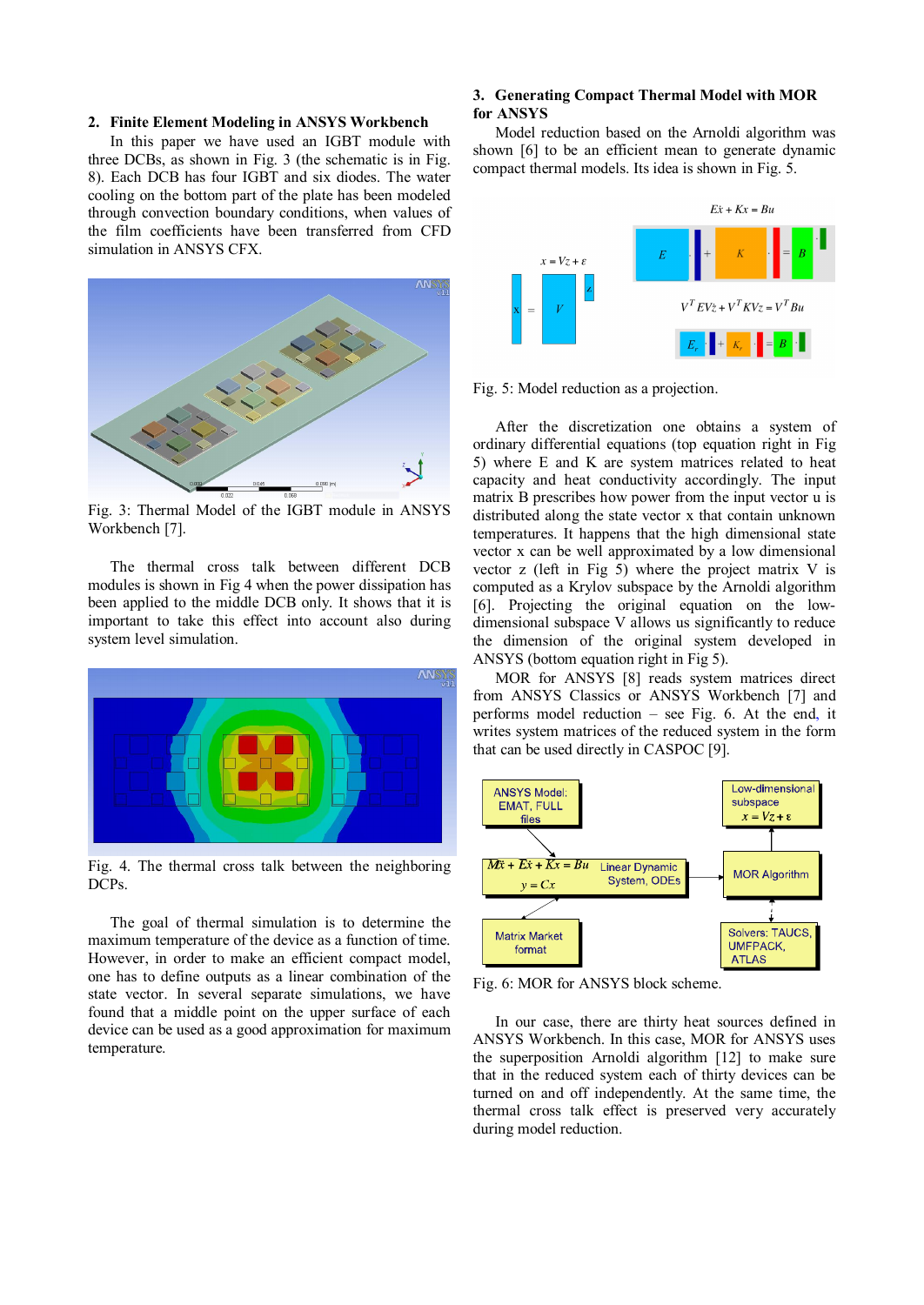## 2. Finite Element Modeling in ANSYS Workbench

In this paper we have used an IGBT module with three DCBs, as shown in Fig. 3 (the schematic is in Fig. 8). Each DCB has four IGBT and six diodes. The water cooling on the bottom part of the plate has been modeled through convection boundary conditions, when values of the film coefficients have been transferred from CFD simulation in ANSYS CFX.

Fig. 3: Thermal Model of the IGBT module in ANSYS Workbench [7].

The thermal cross talk between different DCB modules is shown in Fig 4 when the power dissipation has been applied to the middle DCB only. It shows that it is important to take this effect into account also during system level simulation.

Fig. 4. The thermal cross talk between the neighboring DCPs.

The goal of thermal simulation is to determine the maximum temperature of the device as a function of time. However, in order to make an efficient compact model, one has to define outputs as a linear combination of the state vector. In several separate simulations, we have found that a middle point on the upper surface of each device can be used as a good approximation for maximum temperature.

## 3. Generating Compact Thermal Model with MOR for ANSYS

Model reduction based on the Arnoldi algorithm was shown [6] to be an efficient mean to generate dynamic compact thermal models. Its idea is shown in Fig. 5.

$$E\dot{x} + Kx = Bu$$

$$x = Vz + \varepsilon$$

$$V^T E V \dot{z} + V^T K V z = V^T B u$$

Fig. 5: Model reduction as a projection.

After the discretization one obtains a system of ordinary differential equations (top equation right in Fig 5) where E and K are system matrices related to heat capacity and heat conductivity accordingly. The input matrix B prescribes how power from the input vector u is distributed along the state vector x that contain unknown temperatures. It happens that the high dimensional state vector x can be well approximated by a low dimensional vector z (left in Fig 5) where the project matrix V is computed as a Krylov subspace by the Arnoldi algorithm [6]. Projecting the original equation on the low-dimensional subspace V allows us significantly to reduce the dimension of the original system developed in ANSYS (bottom equation right in Fig 5).

MOR for ANSYS [8] reads system matrices direct from ANSYS Classics or ANSYS Workbench [7] and performs model reduction – see Fig. 6. At the end, it writes system matrices of the reduced system in the form that can be used directly in CASPOC [9].

ANSYS Model: EMAT, FULL files → $M\ddot{x} + E\dot{x} + Kx = Bu$, $y = Cx$ (Linear Dynamic System, ODEs) → Matrix Market format; MOR Algorithm → Low-dimensional subspace $x = Vz + \varepsilon$; Solvers: TAUCS, UMFPACK, ATLAS

Fig. 6: MOR for ANSYS block scheme.

In our case, there are thirty heat sources defined in ANSYS Workbench. In this case, MOR for ANSYS uses the superposition Arnoldi algorithm [12] to make sure that in the reduced system each of thirty devices can be turned on and off independently. At the same time, the thermal cross talk effect is preserved very accurately during model reduction.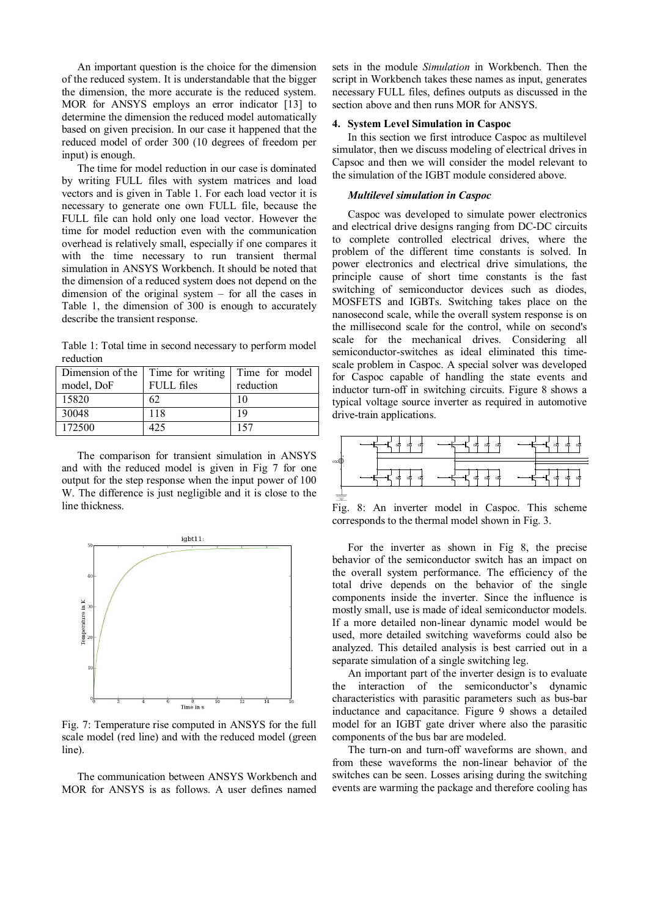An important question is the choice for the dimension of the reduced system. It is understandable that the bigger the dimension, the more accurate is the reduced system. MOR for ANSYS employs an error indicator [13] to determine the dimension the reduced model automatically based on given precision. In our case it happened that the reduced model of order 300 (10 degrees of freedom per input) is enough.

The time for model reduction in our case is dominated by writing FULL files with system matrices and load vectors and is given in Table 1. For each load vector it is necessary to generate one own FULL file, because the FULL file can hold only one load vector. However the time for model reduction even with the communication overhead is relatively small, especially if one compares it with the time necessary to run transient thermal simulation in ANSYS Workbench. It should be noted that the dimension of a reduced system does not depend on the dimension of the original system – for all the cases in Table 1, the dimension of 300 is enough to accurately describe the transient response.

Table 1: Total time in second necessary to perform model reduction

| Dimension of the model, DoF | Time for writing FULL files | Time for model reduction |
|---|---|---|
| 15820 | 62 | 10 |
| 30048 | 118 | 19 |
| 172500 | 425 | 157 |

The comparison for transient simulation in ANSYS and with the reduced model is given in Fig 7 for one output for the step response when the input power of 100 W. The difference is just negligible and it is close to the line thickness.

Fig. 7: Temperature rise computed in ANSYS for the full scale model (red line) and with the reduced model (green line).

The communication between ANSYS Workbench and MOR for ANSYS is as follows. A user defines named sets in the module *Simulation* in Workbench. Then the script in Workbench takes these names as input, generates necessary FULL files, defines outputs as discussed in the section above and then runs MOR for ANSYS.

## 4. System Level Simulation in Caspoc

In this section we first introduce Caspoc as multilevel simulator, then we discuss modeling of electrical drives in Capsoc and then we will consider the model relevant to the simulation of the IGBT module considered above.

### *Multilevel simulation in Caspoc*

Caspoc was developed to simulate power electronics and electrical drive designs ranging from DC-DC circuits to complete controlled electrical drives, where the problem of the different time constants is solved. In power electronics and electrical drive simulations, the principle cause of short time constants is the fast switching of semiconductor devices such as diodes, MOSFETS and IGBTs. Switching takes place on the nanosecond scale, while the overall system response is on the millisecond scale for the control, while on second's scale for the mechanical drives. Considering all semiconductor-switches as ideal eliminated this time-scale problem in Caspoc. A special solver was developed for Caspoc capable of handling the state events and inductor turn-off in switching circuits. Figure 8 shows a typical voltage source inverter as required in automotive drive-train applications.

Fig. 8: An inverter model in Caspoc. This scheme corresponds to the thermal model shown in Fig. 3.

For the inverter as shown in Fig 8, the precise behavior of the semiconductor switch has an impact on the overall system performance. The efficiency of the total drive depends on the behavior of the single components inside the inverter. Since the influence is mostly small, use is made of ideal semiconductor models. If a more detailed non-linear dynamic model would be used, more detailed switching waveforms could also be analyzed. This detailed analysis is best carried out in a separate simulation of a single switching leg.

An important part of the inverter design is to evaluate the interaction of the semiconductor's dynamic characteristics with parasitic parameters such as bus-bar inductance and capacitance. Figure 9 shows a detailed model for an IGBT gate driver where also the parasitic components of the bus bar are modeled.

The turn-on and turn-off waveforms are shown, and from these waveforms the non-linear behavior of the switches can be seen. Losses arising during the switching events are warming the package and therefore cooling has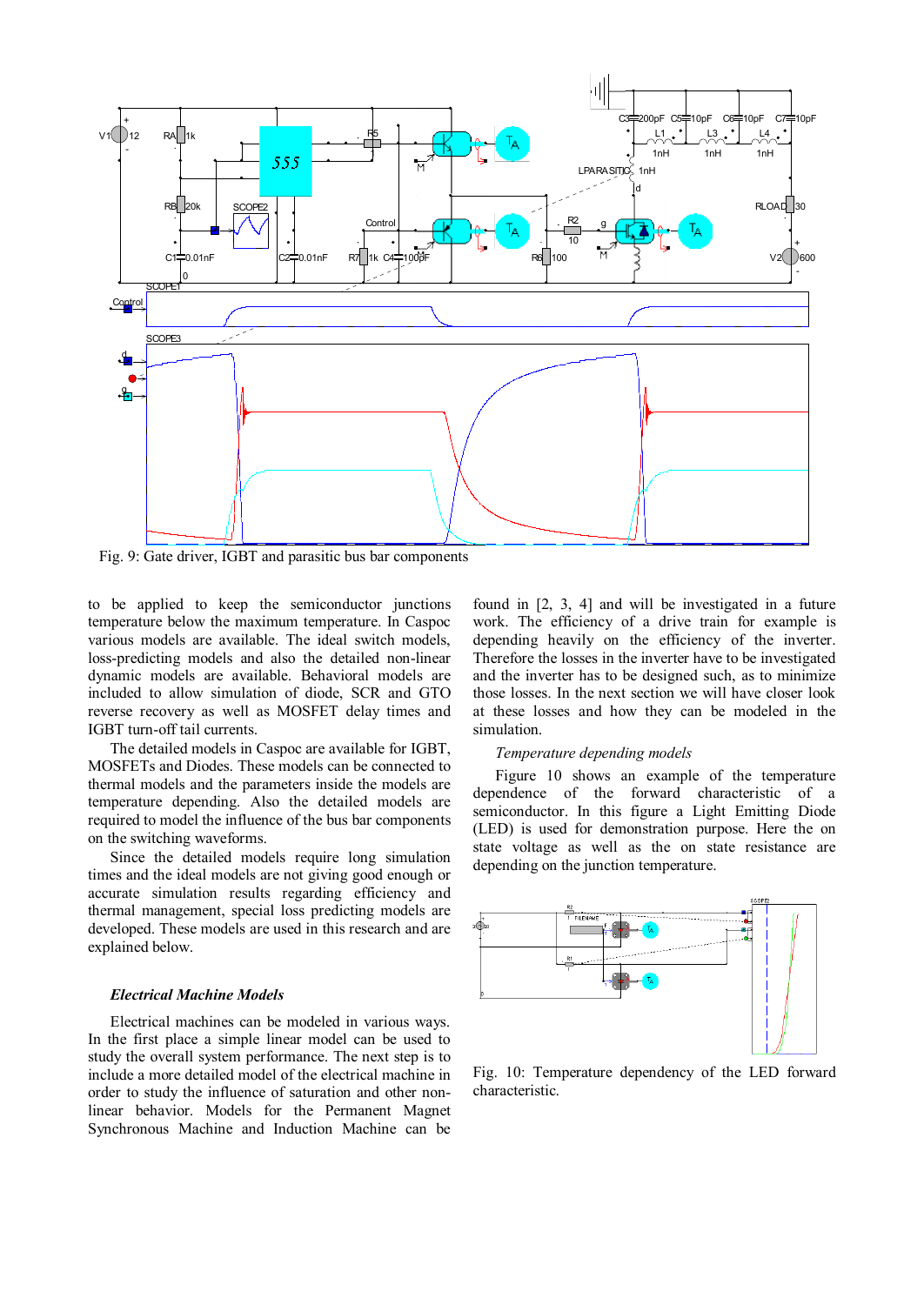Fig. 9: Gate driver, IGBT and parasitic bus bar components

to be applied to keep the semiconductor junctions temperature below the maximum temperature. In Caspoc various models are available. The ideal switch models, loss-predicting models and also the detailed non-linear dynamic models are available. Behavioral models are included to allow simulation of diode, SCR and GTO reverse recovery as well as MOSFET delay times and IGBT turn-off tail currents.

The detailed models in Caspoc are available for IGBT, MOSFETs and Diodes. These models can be connected to thermal models and the parameters inside the models are temperature depending. Also the detailed models are required to model the influence of the bus bar components on the switching waveforms.

Since the detailed models require long simulation times and the ideal models are not giving good enough or accurate simulation results regarding efficiency and thermal management, special loss predicting models are developed. These models are used in this research and are explained below.

### Electrical Machine Models

Electrical machines can be modeled in various ways. In the first place a simple linear model can be used to study the overall system performance. The next step is to include a more detailed model of the electrical machine in order to study the influence of saturation and other non-linear behavior. Models for the Permanent Magnet Synchronous Machine and Induction Machine can be found in [2, 3, 4] and will be investigated in a future work. The efficiency of a drive train for example is depending heavily on the efficiency of the inverter. Therefore the losses in the inverter have to be investigated and the inverter has to be designed such, as to minimize those losses. In the next section we will have closer look at these losses and how they can be modeled in the simulation.

*Temperature depending models*

Figure 10 shows an example of the temperature dependence of the forward characteristic of a semiconductor. In this figure a Light Emitting Diode (LED) is used for demonstration purpose. Here the on state voltage as well as the on state resistance are depending on the junction temperature.

Fig. 10: Temperature dependency of the LED forward characteristic.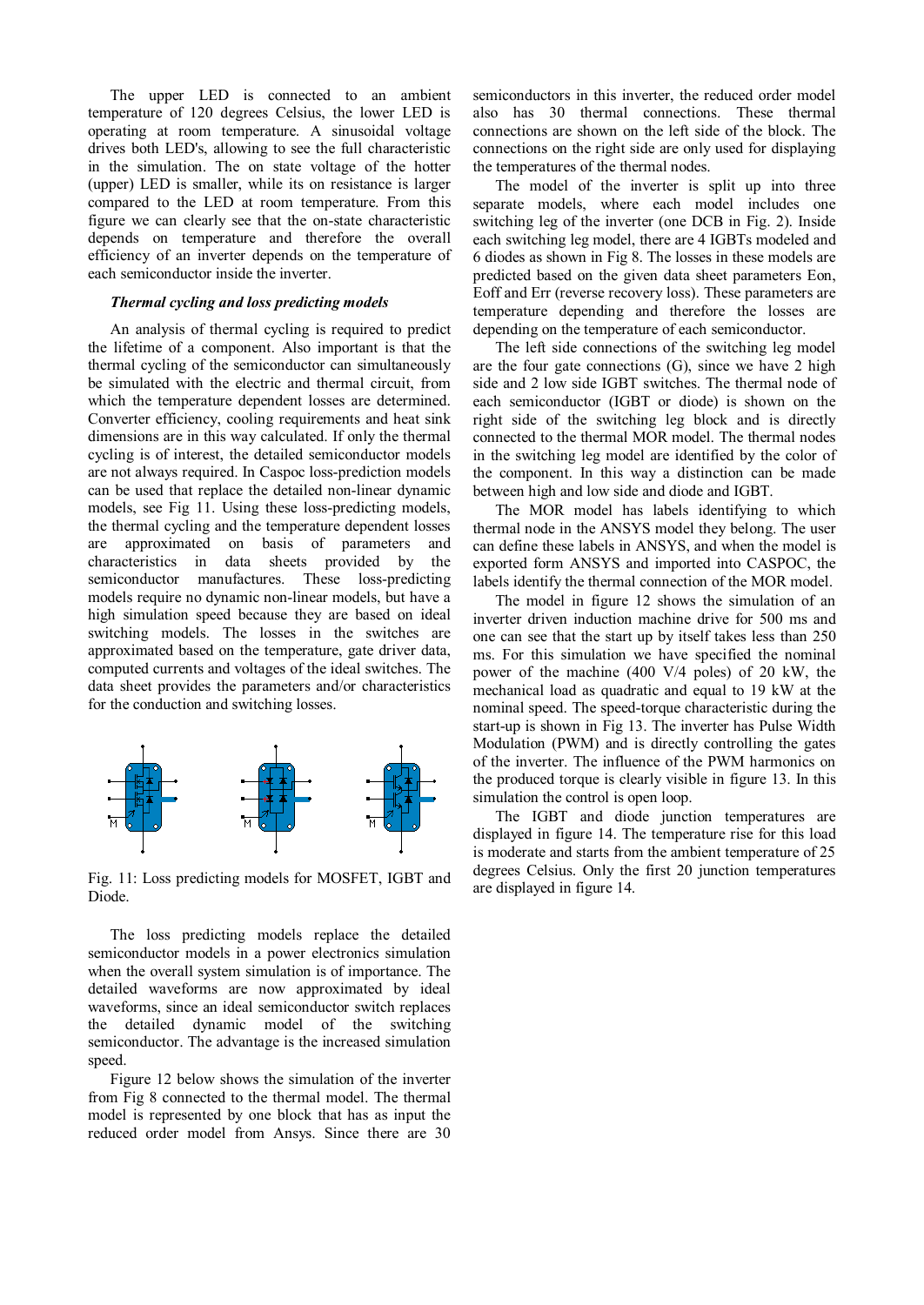The upper LED is connected to an ambient temperature of 120 degrees Celsius, the lower LED is operating at room temperature. A sinusoidal voltage drives both LED's, allowing to see the full characteristic in the simulation. The on state voltage of the hotter (upper) LED is smaller, while its on resistance is larger compared to the LED at room temperature. From this figure we can clearly see that the on-state characteristic depends on temperature and therefore the overall efficiency of an inverter depends on the temperature of each semiconductor inside the inverter.

### *Thermal cycling and loss predicting models*

An analysis of thermal cycling is required to predict the lifetime of a component. Also important is that the thermal cycling of the semiconductor can simultaneously be simulated with the electric and thermal circuit, from which the temperature dependent losses are determined. Converter efficiency, cooling requirements and heat sink dimensions are in this way calculated. If only the thermal cycling is of interest, the detailed semiconductor models are not always required. In Caspoc loss-prediction models can be used that replace the detailed non-linear dynamic models, see Fig 11. Using these loss-predicting models, the thermal cycling and the temperature dependent losses are approximated on basis of parameters and characteristics in data sheets provided by the semiconductor manufactures. These loss-predicting models require no dynamic non-linear models, but have a high simulation speed because they are based on ideal switching models. The losses in the switches are approximated based on the temperature, gate driver data, computed currents and voltages of the ideal switches. The data sheet provides the parameters and/or characteristics for the conduction and switching losses.

Fig. 11: Loss predicting models for MOSFET, IGBT and Diode.

The loss predicting models replace the detailed semiconductor models in a power electronics simulation when the overall system simulation is of importance. The detailed waveforms are now approximated by ideal waveforms, since an ideal semiconductor switch replaces the detailed dynamic model of the switching semiconductor. The advantage is the increased simulation speed.

Figure 12 below shows the simulation of the inverter from Fig 8 connected to the thermal model. The thermal model is represented by one block that has as input the reduced order model from Ansys. Since there are 30 semiconductors in this inverter, the reduced order model also has 30 thermal connections. These thermal connections are shown on the left side of the block. The connections on the right side are only used for displaying the temperatures of the thermal nodes.

The model of the inverter is split up into three separate models, where each model includes one switching leg of the inverter (one DCB in Fig. 2). Inside each switching leg model, there are 4 IGBTs modeled and 6 diodes as shown in Fig 8. The losses in these models are predicted based on the given data sheet parameters Eon, Eoff and Err (reverse recovery loss). These parameters are temperature depending and therefore the losses are depending on the temperature of each semiconductor.

The left side connections of the switching leg model are the four gate connections (G), since we have 2 high side and 2 low side IGBT switches. The thermal node of each semiconductor (IGBT or diode) is shown on the right side of the switching leg block and is directly connected to the thermal MOR model. The thermal nodes in the switching leg model are identified by the color of the component. In this way a distinction can be made between high and low side and diode and IGBT.

The MOR model has labels identifying to which thermal node in the ANSYS model they belong. The user can define these labels in ANSYS, and when the model is exported form ANSYS and imported into CASPOC, the labels identify the thermal connection of the MOR model.

The model in figure 12 shows the simulation of an inverter driven induction machine drive for 500 ms and one can see that the start up by itself takes less than 250 ms. For this simulation we have specified the nominal power of the machine (400 V/4 poles) of 20 kW, the mechanical load as quadratic and equal to 19 kW at the nominal speed. The speed-torque characteristic during the start-up is shown in Fig 13. The inverter has Pulse Width Modulation (PWM) and is directly controlling the gates of the inverter. The influence of the PWM harmonics on the produced torque is clearly visible in figure 13. In this simulation the control is open loop.

The IGBT and diode junction temperatures are displayed in figure 14. The temperature rise for this load is moderate and starts from the ambient temperature of 25 degrees Celsius. Only the first 20 junction temperatures are displayed in figure 14.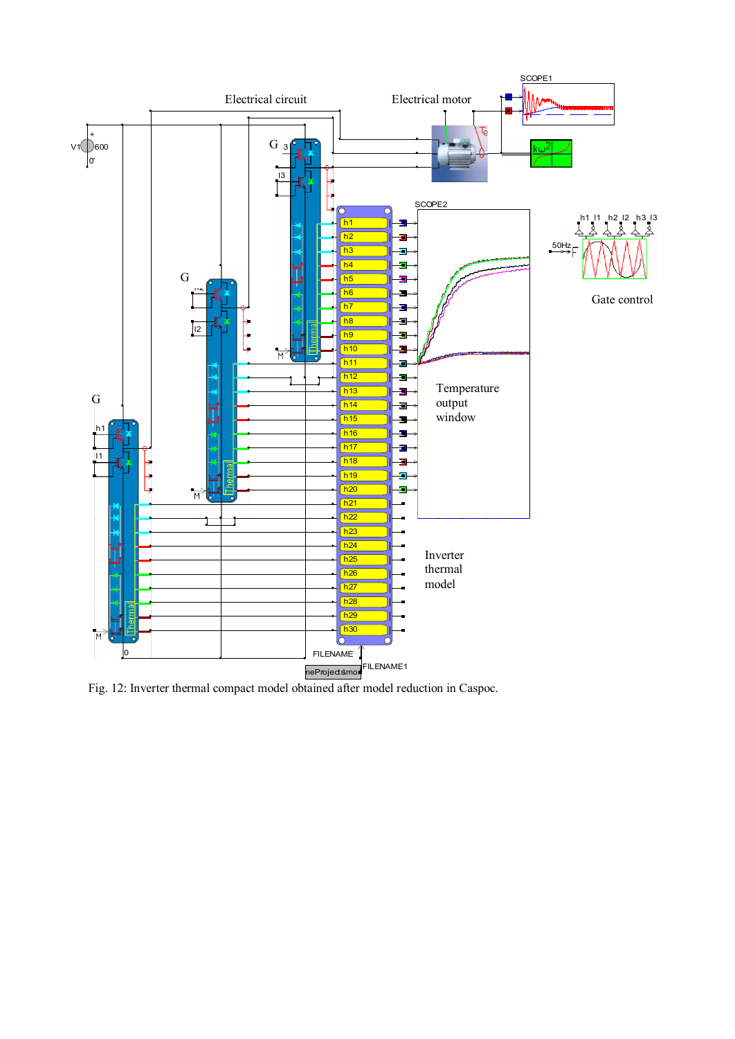Fig. 12: Inverter thermal compact model obtained after model reduction in Caspoc.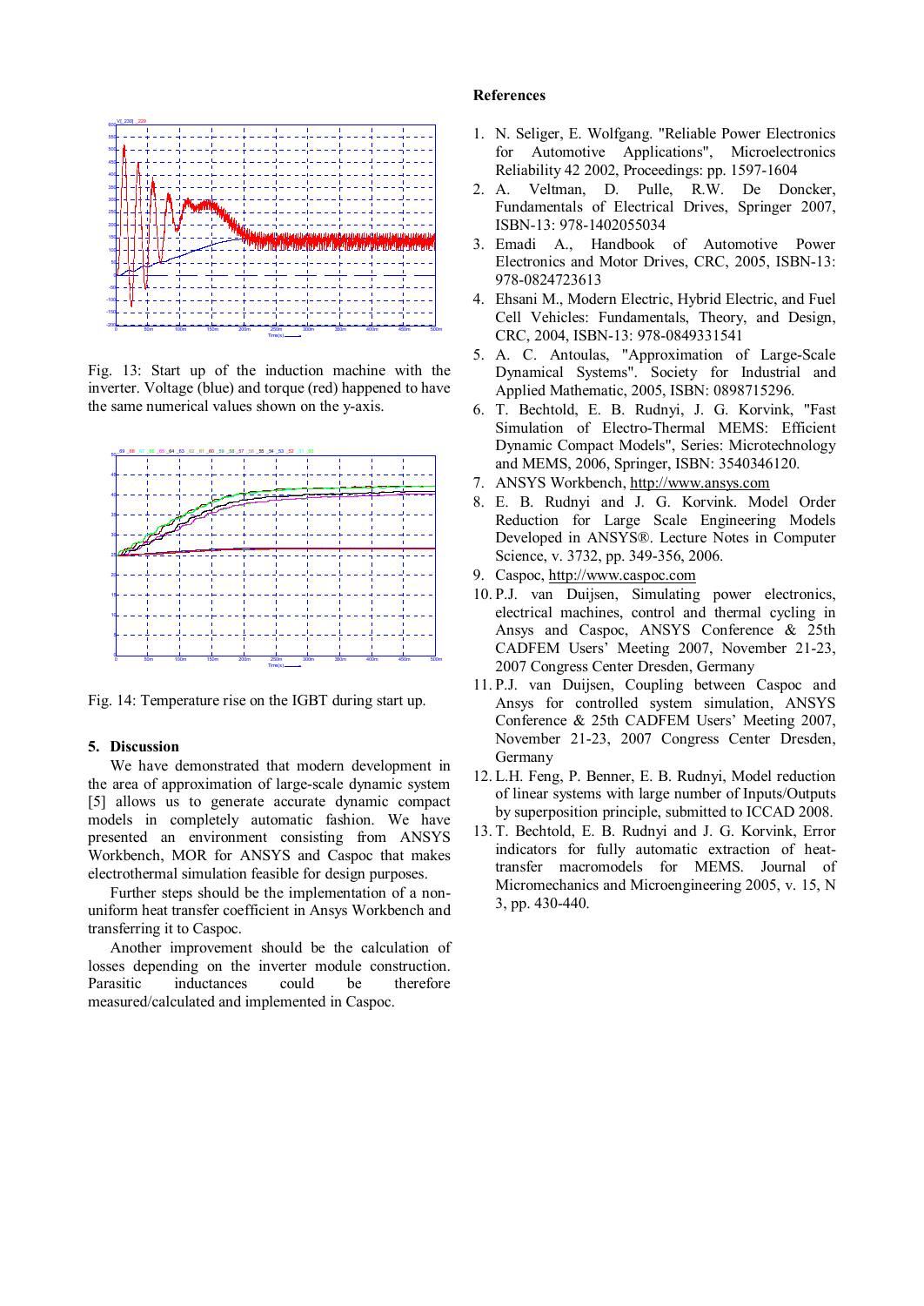Fig. 13: Start up of the induction machine with the inverter. Voltage (blue) and torque (red) happened to have the same numerical values shown on the y-axis.

Fig. 14: Temperature rise on the IGBT during start up.

## 5. Discussion

We have demonstrated that modern development in the area of approximation of large-scale dynamic system [5] allows us to generate accurate dynamic compact models in completely automatic fashion. We have presented an environment consisting from ANSYS Workbench, MOR for ANSYS and Caspoc that makes electrothermal simulation feasible for design purposes.

Further steps should be the implementation of a non-uniform heat transfer coefficient in Ansys Workbench and transferring it to Caspoc.

Another improvement should be the calculation of losses depending on the inverter module construction. Parasitic inductances could be therefore measured/calculated and implemented in Caspoc.

## References

1. N. Seliger, E. Wolfgang. "Reliable Power Electronics for Automotive Applications", Microelectronics Reliability 42 2002, Proceedings: pp. 1597-1604
2. A. Veltman, D. Pulle, R.W. De Doncker, Fundamentals of Electrical Drives, Springer 2007, ISBN-13: 978-1402055034
3. Emadi A., Handbook of Automotive Power Electronics and Motor Drives, CRC, 2005, ISBN-13: 978-0824723613
4. Ehsani M., Modern Electric, Hybrid Electric, and Fuel Cell Vehicles: Fundamentals, Theory, and Design, CRC, 2004, ISBN-13: 978-0849331541
5. A. C. Antoulas, "Approximation of Large-Scale Dynamical Systems". Society for Industrial and Applied Mathematic, 2005, ISBN: 0898715296.
6. T. Bechtold, E. B. Rudnyi, J. G. Korvink, "Fast Simulation of Electro-Thermal MEMS: Efficient Dynamic Compact Models", Series: Microtechnology and MEMS, 2006, Springer, ISBN: 3540346120.
7. ANSYS Workbench, http://www.ansys.com
8. E. B. Rudnyi and J. G. Korvink. Model Order Reduction for Large Scale Engineering Models Developed in ANSYS®. Lecture Notes in Computer Science, v. 3732, pp. 349-356, 2006.
9. Caspoc, http://www.caspoc.com
10. P.J. van Duijsen, Simulating power electronics, electrical machines, control and thermal cycling in Ansys and Caspoc, ANSYS Conference & 25th CADFEM Users' Meeting 2007, November 21-23, 2007 Congress Center Dresden, Germany
11. P.J. van Duijsen, Coupling between Caspoc and Ansys for controlled system simulation, ANSYS Conference & 25th CADFEM Users' Meeting 2007, November 21-23, 2007 Congress Center Dresden, Germany
12. L.H. Feng, P. Benner, E. B. Rudnyi, Model reduction of linear systems with large number of Inputs/Outputs by superposition principle, submitted to ICCAD 2008.
13. T. Bechtold, E. B. Rudnyi and J. G. Korvink, Error indicators for fully automatic extraction of heat-transfer macromodels for MEMS. Journal of Micromechanics and Microengineering 2005, v. 15, N 3, pp. 430-440.